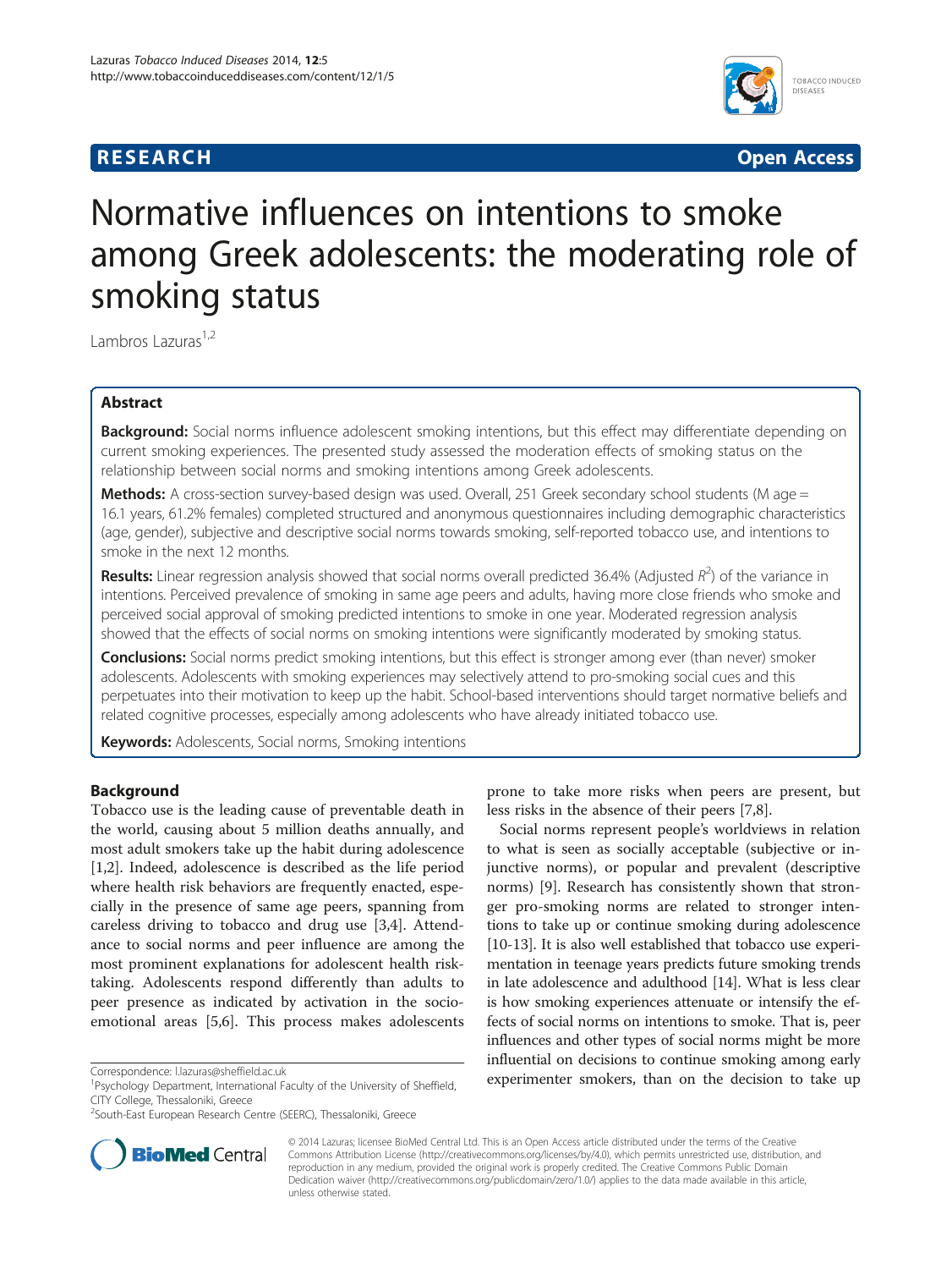**RESEARCH** **Open Access**

# Normative influences on intentions to smoke among Greek adolescents: the moderating role of smoking status

Lambros Lazuras[1,2]

## Abstract

**Background:** Social norms influence adolescent smoking intentions, but this effect may differentiate depending on current smoking experiences. The presented study assessed the moderation effects of smoking status on the relationship between social norms and smoking intentions among Greek adolescents.

**Methods:** A cross-section survey-based design was used. Overall, 251 Greek secondary school students (M age = 16.1 years, 61.2% females) completed structured and anonymous questionnaires including demographic characteristics (age, gender), subjective and descriptive social norms towards smoking, self-reported tobacco use, and intentions to smoke in the next 12 months.

**Results:** Linear regression analysis showed that social norms overall predicted 36.4% (Adjusted $R^2$) of the variance in intentions. Perceived prevalence of smoking in same age peers and adults, having more close friends who smoke and perceived social approval of smoking predicted intentions to smoke in one year. Moderated regression analysis showed that the effects of social norms on smoking intentions were significantly moderated by smoking status.

**Conclusions:** Social norms predict smoking intentions, but this effect is stronger among ever (than never) smoker adolescents. Adolescents with smoking experiences may selectively attend to pro-smoking social cues and this perpetuates into their motivation to keep up the habit. School-based interventions should target normative beliefs and related cognitive processes, especially among adolescents who have already initiated tobacco use.

**Keywords:** Adolescents, Social norms, Smoking intentions

## Background

Tobacco use is the leading cause of preventable death in the world, causing about 5 million deaths annually, and most adult smokers take up the habit during adolescence [1,2]. Indeed, adolescence is described as the life period where health risk behaviors are frequently enacted, especially in the presence of same age peers, spanning from careless driving to tobacco and drug use [3,4]. Attendance to social norms and peer influence are among the most prominent explanations for adolescent health risk-taking. Adolescents respond differently than adults to peer presence as indicated by activation in the socio-emotional areas [5,6]. This process makes adolescents prone to take more risks when peers are present, but less risks in the absence of their peers [7,8].

Social norms represent people's worldviews in relation to what is seen as socially acceptable (subjective or injunctive norms), or popular and prevalent (descriptive norms) [9]. Research has consistently shown that stronger pro-smoking norms are related to stronger intentions to take up or continue smoking during adolescence [10-13]. It is also well established that tobacco use experimentation in teenage years predicts future smoking trends in late adolescence and adulthood [14]. What is less clear is how smoking experiences attenuate or intensify the effects of social norms on intentions to smoke. That is, peer influences and other types of social norms might be more influential on decisions to continue smoking among early experimenter smokers, than on the decision to take up

Correspondence: l.lazuras@sheffield.ac.uk

[1]Psychology Department, International Faculty of the University of Sheffield, CITY College, Thessaloniki, Greece

[2]South-East European Research Centre (SEERC), Thessaloniki, Greece

© 2014 Lazuras; licensee BioMed Central Ltd. This is an Open Access article distributed under the terms of the Creative Commons Attribution License (http://creativecommons.org/licenses/by/4.0), which permits unrestricted use, distribution, and reproduction in any medium, provided the original work is properly credited. The Creative Commons Public Domain Dedication waiver (http://creativecommons.org/publicdomain/zero/1.0/) applies to the data made available in this article, unless otherwise stated.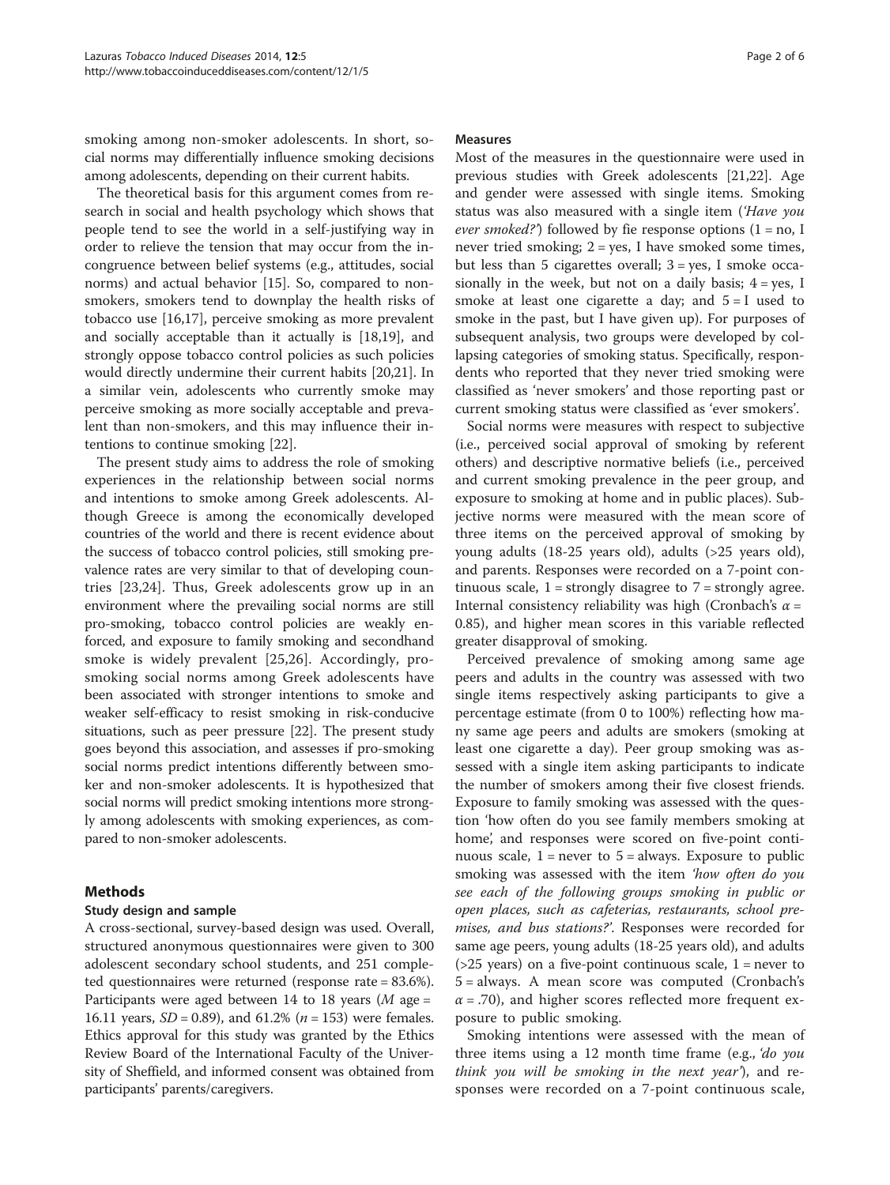smoking among non-smoker adolescents. In short, social norms may differentially influence smoking decisions among adolescents, depending on their current habits.

The theoretical basis for this argument comes from research in social and health psychology which shows that people tend to see the world in a self-justifying way in order to relieve the tension that may occur from the incongruence between belief systems (e.g., attitudes, social norms) and actual behavior [15]. So, compared to non-smokers, smokers tend to downplay the health risks of tobacco use [16,17], perceive smoking as more prevalent and socially acceptable than it actually is [18,19], and strongly oppose tobacco control policies as such policies would directly undermine their current habits [20,21]. In a similar vein, adolescents who currently smoke may perceive smoking as more socially acceptable and prevalent than non-smokers, and this may influence their intentions to continue smoking [22].

The present study aims to address the role of smoking experiences in the relationship between social norms and intentions to smoke among Greek adolescents. Although Greece is among the economically developed countries of the world and there is recent evidence about the success of tobacco control policies, still smoking prevalence rates are very similar to that of developing countries [23,24]. Thus, Greek adolescents grow up in an environment where the prevailing social norms are still pro-smoking, tobacco control policies are weakly enforced, and exposure to family smoking and secondhand smoke is widely prevalent [25,26]. Accordingly, pro-smoking social norms among Greek adolescents have been associated with stronger intentions to smoke and weaker self-efficacy to resist smoking in risk-conducive situations, such as peer pressure [22]. The present study goes beyond this association, and assesses if pro-smoking social norms predict intentions differently between smoker and non-smoker adolescents. It is hypothesized that social norms will predict smoking intentions more strongly among adolescents with smoking experiences, as compared to non-smoker adolescents.

## Methods

### Study design and sample

A cross-sectional, survey-based design was used. Overall, structured anonymous questionnaires were given to 300 adolescent secondary school students, and 251 completed questionnaires were returned (response rate = 83.6%). Participants were aged between 14 to 18 years (*M* age = 16.11 years, *SD* = 0.89), and 61.2% (*n* = 153) were females. Ethics approval for this study was granted by the Ethics Review Board of the International Faculty of the University of Sheffield, and informed consent was obtained from participants' parents/caregivers.

### Measures

Most of the measures in the questionnaire were used in previous studies with Greek adolescents [21,22]. Age and gender were assessed with single items. Smoking status was also measured with a single item (*'Have you ever smoked?'*) followed by fie response options (1 = no, I never tried smoking; 2 = yes, I have smoked some times, but less than 5 cigarettes overall; 3 = yes, I smoke occasionally in the week, but not on a daily basis; 4 = yes, I smoke at least one cigarette a day; and 5 = I used to smoke in the past, but I have given up). For purposes of subsequent analysis, two groups were developed by collapsing categories of smoking status. Specifically, respondents who reported that they never tried smoking were classified as 'never smokers' and those reporting past or current smoking status were classified as 'ever smokers'.

Social norms were measures with respect to subjective (i.e., perceived social approval of smoking by referent others) and descriptive normative beliefs (i.e., perceived and current smoking prevalence in the peer group, and exposure to smoking at home and in public places). Subjective norms were measured with the mean score of three items on the perceived approval of smoking by young adults (18-25 years old), adults (>25 years old), and parents. Responses were recorded on a 7-point continuous scale, 1 = strongly disagree to 7 = strongly agree. Internal consistency reliability was high (Cronbach's $\alpha$ = 0.85), and higher mean scores in this variable reflected greater disapproval of smoking.

Perceived prevalence of smoking among same age peers and adults in the country was assessed with two single items respectively asking participants to give a percentage estimate (from 0 to 100%) reflecting how many same age peers and adults are smokers (smoking at least one cigarette a day). Peer group smoking was assessed with a single item asking participants to indicate the number of smokers among their five closest friends. Exposure to family smoking was assessed with the question 'how often do you see family members smoking at home', and responses were scored on five-point continuous scale, 1 = never to 5 = always. Exposure to public smoking was assessed with the item *'how often do you see each of the following groups smoking in public or open places, such as cafeterias, restaurants, school premises, and bus stations?'*. Responses were recorded for same age peers, young adults (18-25 years old), and adults (>25 years) on a five-point continuous scale, 1 = never to 5 = always. A mean score was computed (Cronbach's $\alpha$ = .70), and higher scores reflected more frequent exposure to public smoking.

Smoking intentions were assessed with the mean of three items using a 12 month time frame (e.g., *'do you think you will be smoking in the next year'*), and responses were recorded on a 7-point continuous scale,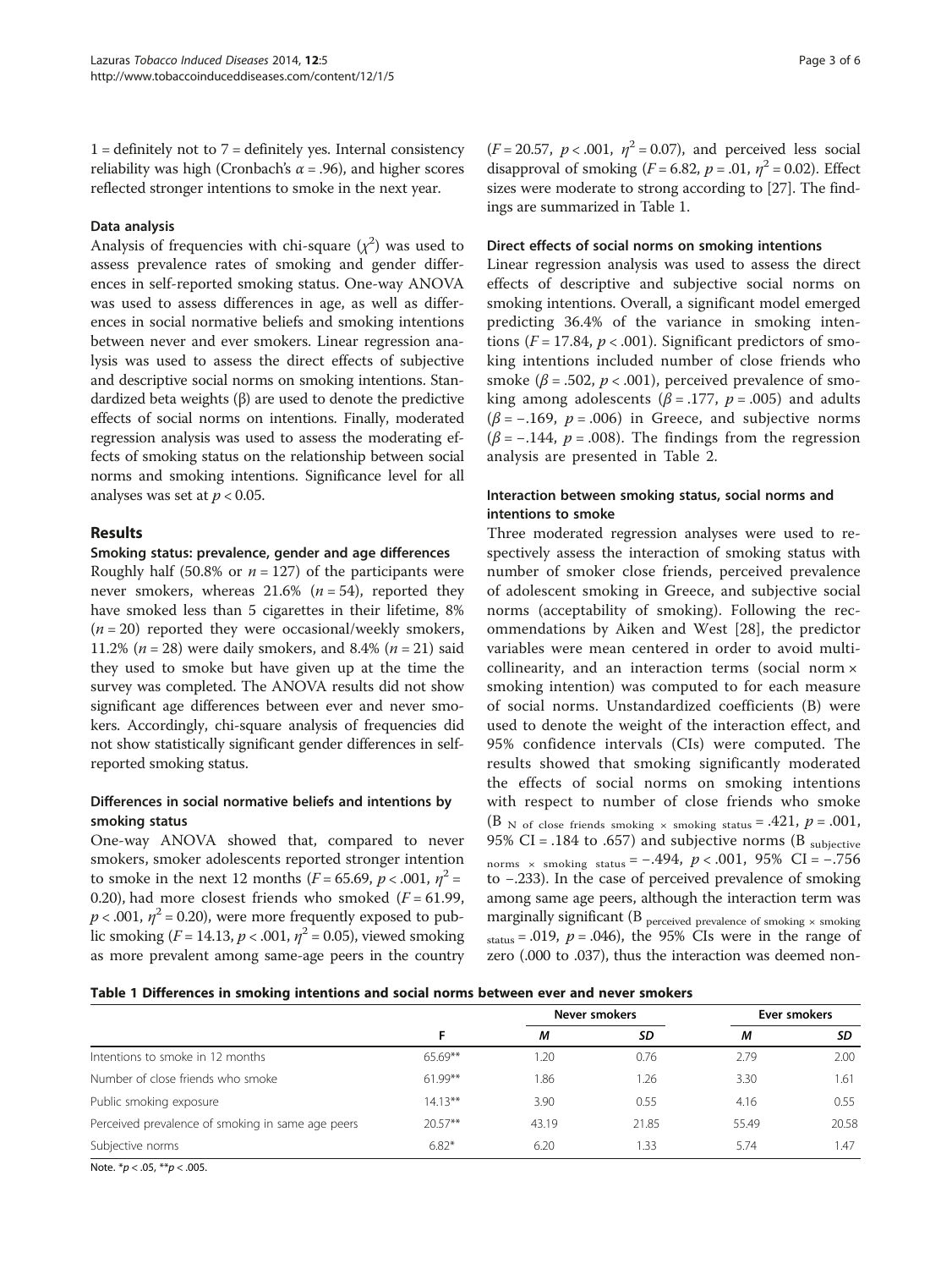1 = definitely not to 7 = definitely yes. Internal consistency reliability was high (Cronbach's $\alpha = .96$), and higher scores reflected stronger intentions to smoke in the next year.

### Data analysis

Analysis of frequencies with chi-square ($\chi^2$) was used to assess prevalence rates of smoking and gender differences in self-reported smoking status. One-way ANOVA was used to assess differences in age, as well as differences in social normative beliefs and smoking intentions between never and ever smokers. Linear regression analysis was used to assess the direct effects of subjective and descriptive social norms on smoking intentions. Standardized beta weights ($\beta$) are used to denote the predictive effects of social norms on intentions. Finally, moderated regression analysis was used to assess the moderating effects of smoking status on the relationship between social norms and smoking intentions. Significance level for all analyses was set at $p < 0.05$.

## Results

### Smoking status: prevalence, gender and age differences

Roughly half (50.8% or $n = 127$) of the participants were never smokers, whereas 21.6% ($n = 54$), reported they have smoked less than 5 cigarettes in their lifetime, 8% ($n = 20$) reported they were occasional/weekly smokers, 11.2% ($n = 28$) were daily smokers, and 8.4% ($n = 21$) said they used to smoke but have given up at the time the survey was completed. The ANOVA results did not show significant age differences between ever and never smokers. Accordingly, chi-square analysis of frequencies did not show statistically significant gender differences in self-reported smoking status.

### Differences in social normative beliefs and intentions by smoking status

One-way ANOVA showed that, compared to never smokers, smoker adolescents reported stronger intention to smoke in the next 12 months ($F = 65.69$, $p < .001$, $\eta^2 = 0.20$), had more closest friends who smoked ($F = 61.99$, $p < .001$, $\eta^2 = 0.20$), were more frequently exposed to public smoking ($F = 14.13$, $p < .001$, $\eta^2 = 0.05$), viewed smoking as more prevalent among same-age peers in the country ($F = 20.57$, $p < .001$, $\eta^2 = 0.07$), and perceived less social disapproval of smoking ($F = 6.82$, $p = .01$, $\eta^2 = 0.02$). Effect sizes were moderate to strong according to [27]. The findings are summarized in Table 1.

### Direct effects of social norms on smoking intentions

Linear regression analysis was used to assess the direct effects of descriptive and subjective social norms on smoking intentions. Overall, a significant model emerged predicting 36.4% of the variance in smoking intentions ($F = 17.84$, $p < .001$). Significant predictors of smoking intentions included number of close friends who smoke ($\beta = .502$, $p < .001$), perceived prevalence of smoking among adolescents ($\beta = .177$, $p = .005$) and adults ($\beta = -.169$, $p = .006$) in Greece, and subjective norms ($\beta = -.144$, $p = .008$). The findings from the regression analysis are presented in Table 2.

### Interaction between smoking status, social norms and intentions to smoke

Three moderated regression analyses were used to respectively assess the interaction of smoking status with number of smoker close friends, perceived prevalence of adolescent smoking in Greece, and subjective social norms (acceptability of smoking). Following the recommendations by Aiken and West [28], the predictor variables were mean centered in order to avoid multicollinearity, and an interaction terms (social norm × smoking intention) was computed to for each measure of social norms. Unstandardized coefficients (B) were used to denote the weight of the interaction effect, and 95% confidence intervals (CIs) were computed. The results showed that smoking significantly moderated the effects of social norms on smoking intentions with respect to number of close friends who smoke ($B_{\text{N of close friends smoking} \times \text{smoking status}} = .421$, $p = .001$, 95% CI = .184 to .657) and subjective norms ($B_{\text{subjective norms} \times \text{smoking status}} = -.494$, $p < .001$, 95% CI = −.756 to −.233). In the case of perceived prevalence of smoking among same age peers, although the interaction term was marginally significant ($B_{\text{perceived prevalence of smoking} \times \text{smoking status}} = .019$, $p = .046$), the 95% CIs were in the range of zero (.000 to .037), thus the interaction was deemed non-

**Table 1 Differences in smoking intentions and social norms between ever and never smokers**

| | F | Never smokers | | Ever smokers | |
|---|---|---|---|---|---|
| | | *M* | *SD* | *M* | *SD* |
| Intentions to smoke in 12 months | 65.69** | 1.20 | 0.76 | 2.79 | 2.00 |
| Number of close friends who smoke | 61.99** | 1.86 | 1.26 | 3.30 | 1.61 |
| Public smoking exposure | 14.13** | 3.90 | 0.55 | 4.16 | 0.55 |
| Perceived prevalence of smoking in same age peers | 20.57** | 43.19 | 21.85 | 55.49 | 20.58 |
| Subjective norms | 6.82* | 6.20 | 1.33 | 5.74 | 1.47 |

Note. *$p < .05$, **$p < .005$.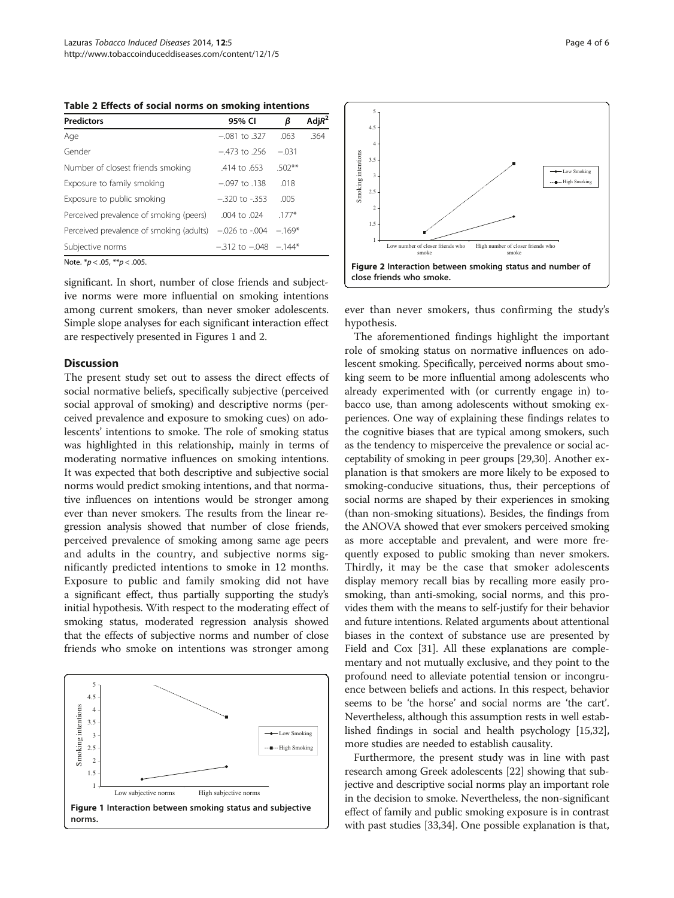**Table 2 Effects of social norms on smoking intentions**

| Predictors | 95% CI | β | Adj$R^2$ |
|---|---|---|---|
| Age | −.081 to .327 | .063 | .364 |
| Gender | −.473 to .256 | −.031 | |
| Number of closest friends smoking | .414 to .653 | .502** | |
| Exposure to family smoking | −.097 to .138 | .018 | |
| Exposure to public smoking | −.320 to -.353 | .005 | |
| Perceived prevalence of smoking (peers) | .004 to .024 | .177* | |
| Perceived prevalence of smoking (adults) | −.026 to -.004 | −.169* | |
| Subjective norms | −.312 to −.048 | −.144* | |

Note. *$p < .05$, **$p < .005$.

significant. In short, number of close friends and subjective norms were more influential on smoking intentions among current smokers, than never smoker adolescents. Simple slope analyses for each significant interaction effect are respectively presented in Figures 1 and 2.

## Discussion

The present study set out to assess the direct effects of social normative beliefs, specifically subjective (perceived social approval of smoking) and descriptive norms (perceived prevalence and exposure to smoking cues) on adolescents' intentions to smoke. The role of smoking status was highlighted in this relationship, mainly in terms of moderating normative influences on smoking intentions. It was expected that both descriptive and subjective social norms would predict smoking intentions, and that normative influences on intentions would be stronger among ever than never smokers. The results from the linear regression analysis showed that number of close friends, perceived prevalence of smoking among same age peers and adults in the country, and subjective norms significantly predicted intentions to smoke in 12 months. Exposure to public and family smoking did not have a significant effect, thus partially supporting the study's initial hypothesis. With respect to the moderating effect of smoking status, moderated regression analysis showed that the effects of subjective norms and number of close friends who smoke on intentions was stronger among ever than never smokers, thus confirming the study's hypothesis.

Figure 1 Interaction between smoking status and subjective norms.

Figure 2 Interaction between smoking status and number of close friends who smoke.

The aforementioned findings highlight the important role of smoking status on normative influences on adolescent smoking. Specifically, perceived norms about smoking seem to be more influential among adolescents who already experimented with (or currently engage in) tobacco use, than among adolescents without smoking experiences. One way of explaining these findings relates to the cognitive biases that are typical among smokers, such as the tendency to misperceive the prevalence or social acceptability of smoking in peer groups [29,30]. Another explanation is that smokers are more likely to be exposed to smoking-conducive situations, thus, their perceptions of social norms are shaped by their experiences in smoking (than non-smoking situations). Besides, the findings from the ANOVA showed that ever smokers perceived smoking as more acceptable and prevalent, and were more frequently exposed to public smoking than never smokers. Thirdly, it may be the case that smoker adolescents display memory recall bias by recalling more easily pro-smoking, than anti-smoking, social norms, and this provides them with the means to self-justify for their behavior and future intentions. Related arguments about attentional biases in the context of substance use are presented by Field and Cox [31]. All these explanations are complementary and not mutually exclusive, and they point to the profound need to alleviate potential tension or incongruence between beliefs and actions. In this respect, behavior seems to be 'the horse' and social norms are 'the cart'. Nevertheless, although this assumption rests in well established findings in social and health psychology [15,32], more studies are needed to establish causality.

Furthermore, the present study was in line with past research among Greek adolescents [22] showing that subjective and descriptive social norms play an important role in the decision to smoke. Nevertheless, the non-significant effect of family and public smoking exposure is in contrast with past studies [33,34]. One possible explanation is that,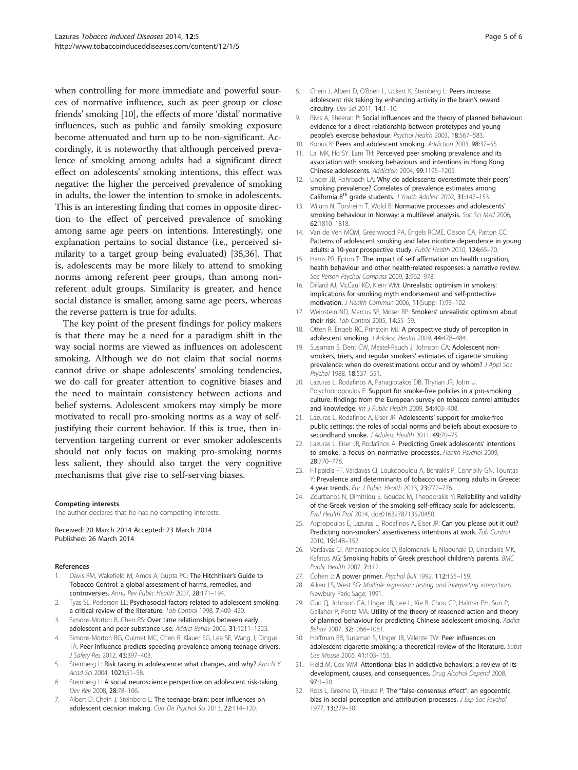when controlling for more immediate and powerful sources of normative influence, such as peer group or close friends' smoking [10], the effects of more 'distal' normative influences, such as public and family smoking exposure become attenuated and turn up to be non-significant. Accordingly, it is noteworthy that although perceived prevalence of smoking among adults had a significant direct effect on adolescents' smoking intentions, this effect was negative: the higher the perceived prevalence of smoking in adults, the lower the intention to smoke in adolescents. This is an interesting finding that comes in opposite direction to the effect of perceived prevalence of smoking among same age peers on intentions. Interestingly, one explanation pertains to social distance (i.e., perceived similarity to a target group being evaluated) [35,36]. That is, adolescents may be more likely to attend to smoking norms among referent peer groups, than among non-referent adult groups. Similarity is greater, and hence social distance is smaller, among same age peers, whereas the reverse pattern is true for adults.

The key point of the present findings for policy makers is that there may be a need for a paradigm shift in the way social norms are viewed as influences on adolescent smoking. Although we do not claim that social norms cannot drive or shape adolescents' smoking tendencies, we do call for greater attention to cognitive biases and the need to maintain consistency between actions and belief systems. Adolescent smokers may simply be more motivated to recall pro-smoking norms as a way of self-justifying their current behavior. If this is true, then intervention targeting current or ever smoker adolescents should not only focus on making pro-smoking norms less salient, they should also target the very cognitive mechanisms that give rise to self-serving biases.

#### Competing interests

The author declares that he has no competing interests.

Received: 20 March 2014 Accepted: 23 March 2014
Published: 26 March 2014

#### References

1. Davis RM, Wakefield M, Amos A, Gupta PC: **The Hitchhiker's Guide to Tobacco Control: a global assessment of harms, remedies, and controversies.** *Annu Rev Public Health* 2007, **28:**171–194.
2. Tyas SL, Pederson LL: **Psychosocial factors related to adolescent smoking: a critical review of the literature.** *Tob Control* 1998, **7:**409–420.
3. Simons-Morton B, Chen RS: **Over time relationships between early adolescent and peer substance use.** *Addict Behav* 2006, **31:**1211–1223.
4. Simons-Morton BG, Ouimet MC, Chen R, Klauer SG, Lee SE, Wang J, Dingus TA: **Peer influence predicts speeding prevalence among teenage drivers.** *J Safety Res* 2012, **43:**397–403.
5. Steinberg L: **Risk taking in adolescence: what changes, and why?** *Ann N Y Acad Sci* 2004, **1021:**51–58.
6. Steinberg L: **A social neuroscience perspective on adolescent risk-taking.** *Dev Rev* 2008, **28:**78–106.
7. Albert D, Chein J, Steinberg L: **The teenage brain: peer influences on adolescent decision making.** *Curr Dir Psychol Sci* 2013, **22:**114–120.
8. Chein J, Albert D, O'Brien L, Uckert K, Steinberg L: **Peers increase adolescent risk taking by enhancing activity in the brain's reward circuitry.** *Dev Sci* 2011, **14:**1–10.
9. Rivis A, Sheeran P: **Social influences and the theory of planned behaviour: evidence for a direct relationship between prototypes and young people's exercise behaviour.** *Psychol Health* 2003, **18:**567–583.
10. Kobus K: **Peers and adolescent smoking.** *Addiction* 2003, **98:**37–55.
11. Lai MK, Ho SY, Lam TH: **Perceived peer smoking prevalence and its association with smoking behaviours and intentions in Hong Kong Chinese adolescents.** *Addiction* 2004, **99:**1195–1205.
12. Unger JB, Rohrbach LA: **Why do adolescents overestimate their peers' smoking prevalence? Correlates of prevalence estimates among California 8th grade students.** *J Youth Adolesc* 2002, **31:**147–153.
13. Wiium N, Torsheim T, Wold B: **Normative processes and adolescents' smoking behaviour in Norway: a multilevel analysis.** *Soc Sci Med* 2006, **62:**1810–1818.
14. Van de Ven MOM, Greenwood PA, Engels RCME, Olsson CA, Patton CC: **Patterns of adolescent smoking and later nicotine dependence in young adults: a 10-year prospective study.** *Public Health* 2010, **124:**65–70.
15. Harris PR, Epton T: **The impact of self-affirmation on health cognition, health behaviour and other health-related responses: a narrative review.** *Soc Person Psychol Compass* 2009, **3:**962–978.
16. Dillard AJ, McCaul KD, Klein WM: **Unrealistic optimism in smokers: implications for smoking myth endorsement and self-protective motivation.** *J Health Commun* 2006, **11**(Suppl 1):93–102.
17. Weinstein ND, Marcus SE, Moser RP: **Smokers' unrealistic optimism about their risk.** *Tob Control* 2005, **14:**55–59.
18. Otten R, Engels RC, Prinstein MJ: **A prospective study of perception in adolescent smoking.** *J Adolesc Health* 2009, **44:**478–484.
19. Sussman S, Dent CW, Mestel-Rauch J, Johnson CA: **Adolescent nonsmokers, triers, and regular smokers' estimates of cigarette smoking prevalence: when do overestimations occur and by whom?** *J Appl Soc Psychol* 1988, **18:**537–551.
20. Lazuras L, Rodafinos A, Panagiotakos DB, Thyrian JR, John U, Polychronopoulos E: **Support for smoke-free policies in a pro-smoking culture: findings from the European survey on tobacco control attitudes and knowledge.** *Int J Public Health* 2009, **54:**403–408.
21. Lazuras L, Rodafinos A, Eiser JR: **Adolescents' support for smoke-free public settings: the roles of social norms and beliefs about exposure to secondhand smoke.** *J Adolesc Health* 2011, **49:**70–75.
22. Lazuras L, Eiser JR, Rodafinos A: **Predicting Greek adolescents' intentions to smoke: a focus on normative processes.** *Health Psychol* 2009, **28:**770–778.
23. Filippidis FT, Vardavas CI, Loukopoulou A, Behrakis P, Connolly GN, Tountas Y: **Prevalence and determinants of tobacco use among adults in Greece: 4 year trends.** *Eur J Public Health* 2013, **23:**772–776.
24. Zourbanos N, Dimitriou E, Goudas M, Theodorakis Y: **Reliability and validity of the Greek version of the smoking self-efficacy scale for adolescents.** *Eval Health Prof* 2014, doi:0163278713520450.
25. Aspropoulos E, Lazuras L, Rodafinos A, Eiser JR: **Can you please put it out? Predicting non-smokers' assertiveness intentions at work.** *Tob Control* 2010, **19:**148–152.
26. Vardavas CI, Athanasopoulos D, Balomenaki E, Niaounaki D, Linardakis MK, Kafatos AG: **Smoking habits of Greek preschool children's parents.** *BMC Public Health* 2007, **7:**112.
27. Cohen J: **A power primer.** *Psychol Bull* 1992, **112:**155–159.
28. Aiken LS, West SG: *Multiple regression: testing and interpreting interactions.* Newbury Park: Sage; 1991.
29. Guo Q, Johnson CA, Unger JB, Lee L, Xie B, Chou CP, Halmer PH, Sun P, Gallaher P, Pentz MA: **Utility of the theory of reasoned action and theory of planned behaviour for predicting Chinese adolescent smoking.** *Addict Behav* 2007, **32:**1066–1081.
30. Hoffman BR, Sussman S, Unger JB, Valente TW: **Peer influences on adolescent cigarette smoking: a theoretical review of the literature.** *Subst Use Misuse* 2006, **41:**103–155.
31. Field M, Cox WM: **Attentional bias in addictive behaviors: a review of its development, causes, and consequences.** *Drug Alcohol Depend* 2008, **97:**1–20.
32. Ross L, Greene D, House P: **The "false-consensus effect": an egocentric bias in social perception and attribution processes.** *J Exp Soc Psychol* 1977, **13:**279–301.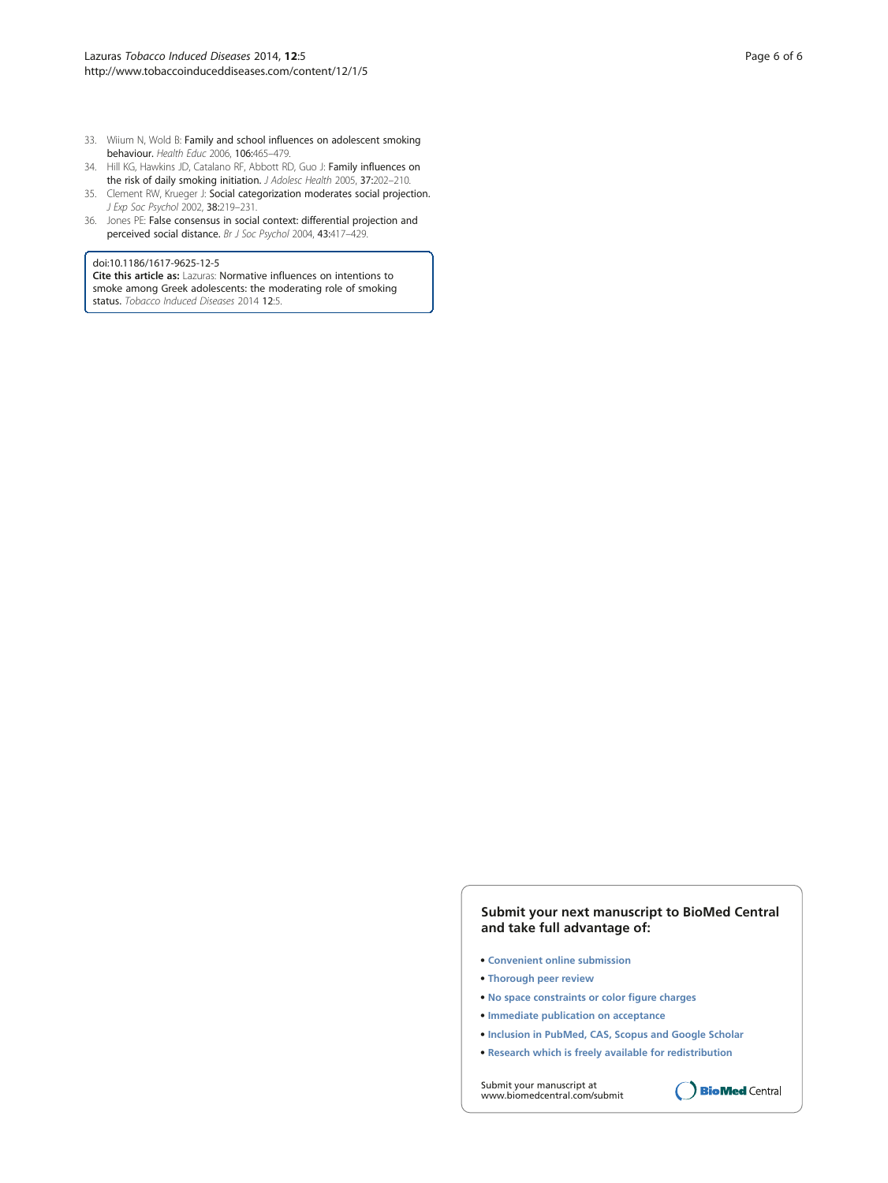33. Wiium N, Wold B: **Family and school influences on adolescent smoking behaviour.** *Health Educ* 2006, **106:**465–479.
34. Hill KG, Hawkins JD, Catalano RF, Abbott RD, Guo J: **Family influences on the risk of daily smoking initiation.** *J Adolesc Health* 2005, **37:**202–210.
35. Clement RW, Krueger J: **Social categorization moderates social projection.** *J Exp Soc Psychol* 2002, **38:**219–231.
36. Jones PE: **False consensus in social context: differential projection and perceived social distance.** *Br J Soc Psychol* 2004, **43:**417–429.

doi:10.1186/1617-9625-12-5
**Cite this article as:** Lazuras: Normative influences on intentions to smoke among Greek adolescents: the moderating role of smoking status. *Tobacco Induced Diseases* 2014 **12**:5.

**Submit your next manuscript to BioMed Central and take full advantage of:**

- **Convenient online submission**
- **Thorough peer review**
- **No space constraints or color figure charges**
- **Immediate publication on acceptance**
- **Inclusion in PubMed, CAS, Scopus and Google Scholar**
- **Research which is freely available for redistribution**

Submit your manuscript at
www.biomedcentral.com/submit

BioMed Central